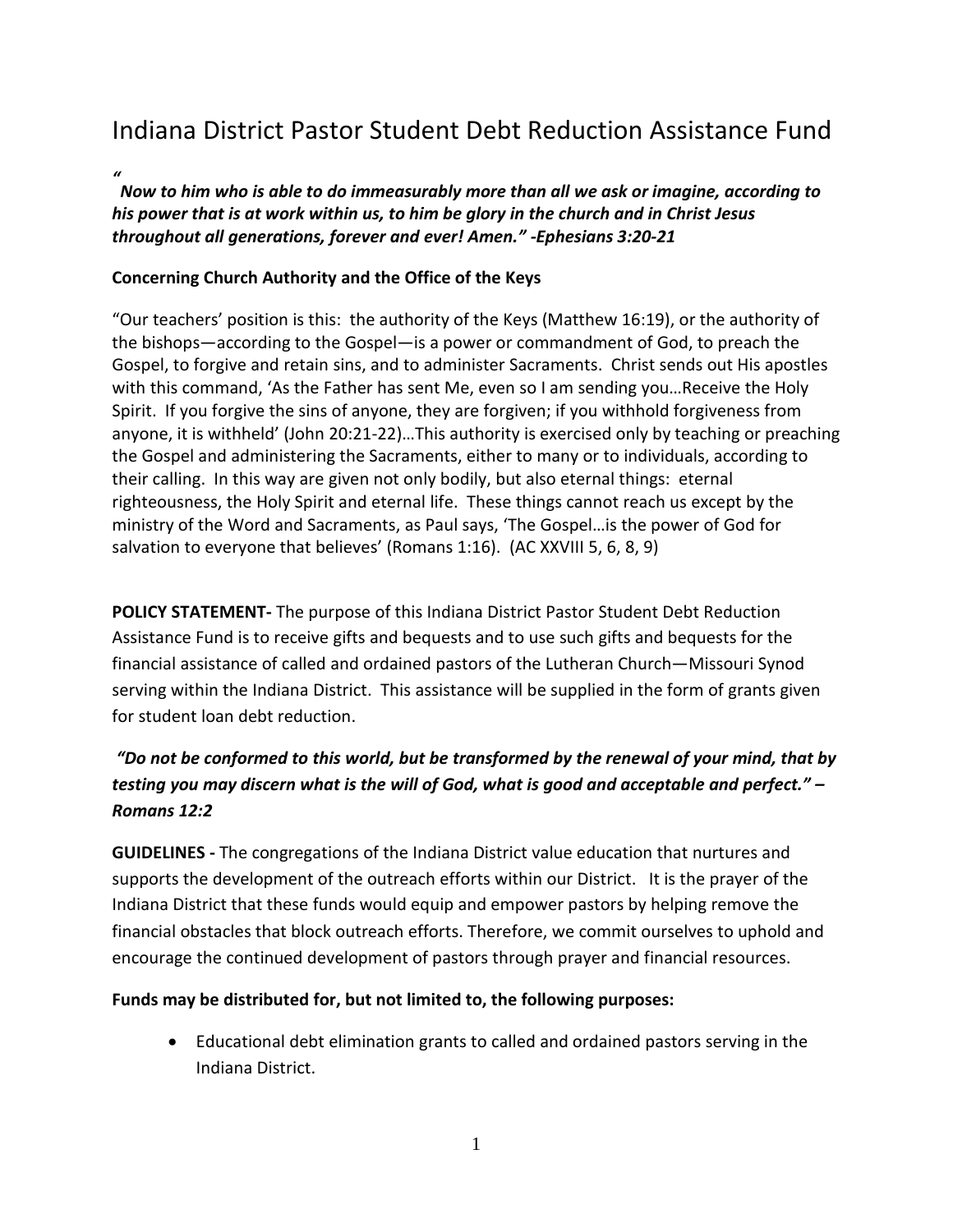# Indiana District Pastor Student Debt Reduction Assistance Fund

***"***
***Now to him who is able to do immeasurably more than all we ask or imagine, according to his power that is at work within us, to him be glory in the church and in Christ Jesus throughout all generations, forever and ever! Amen." -Ephesians 3:20-21***

**Concerning Church Authority and the Office of the Keys**

"Our teachers' position is this: the authority of the Keys (Matthew 16:19), or the authority of the bishops—according to the Gospel—is a power or commandment of God, to preach the Gospel, to forgive and retain sins, and to administer Sacraments. Christ sends out His apostles with this command, 'As the Father has sent Me, even so I am sending you…Receive the Holy Spirit. If you forgive the sins of anyone, they are forgiven; if you withhold forgiveness from anyone, it is withheld' (John 20:21-22)…This authority is exercised only by teaching or preaching the Gospel and administering the Sacraments, either to many or to individuals, according to their calling. In this way are given not only bodily, but also eternal things: eternal righteousness, the Holy Spirit and eternal life. These things cannot reach us except by the ministry of the Word and Sacraments, as Paul says, 'The Gospel…is the power of God for salvation to everyone that believes' (Romans 1:16). (AC XXVIII 5, 6, 8, 9)

**POLICY STATEMENT-** The purpose of this Indiana District Pastor Student Debt Reduction Assistance Fund is to receive gifts and bequests and to use such gifts and bequests for the financial assistance of called and ordained pastors of the Lutheran Church—Missouri Synod serving within the Indiana District. This assistance will be supplied in the form of grants given for student loan debt reduction.

***"Do not be conformed to this world, but be transformed by the renewal of your mind, that by testing you may discern what is the will of God, what is good and acceptable and perfect." – Romans 12:2***

**GUIDELINES -** The congregations of the Indiana District value education that nurtures and supports the development of the outreach efforts within our District. It is the prayer of the Indiana District that these funds would equip and empower pastors by helping remove the financial obstacles that block outreach efforts. Therefore, we commit ourselves to uphold and encourage the continued development of pastors through prayer and financial resources.

**Funds may be distributed for, but not limited to, the following purposes:**

- Educational debt elimination grants to called and ordained pastors serving in the Indiana District.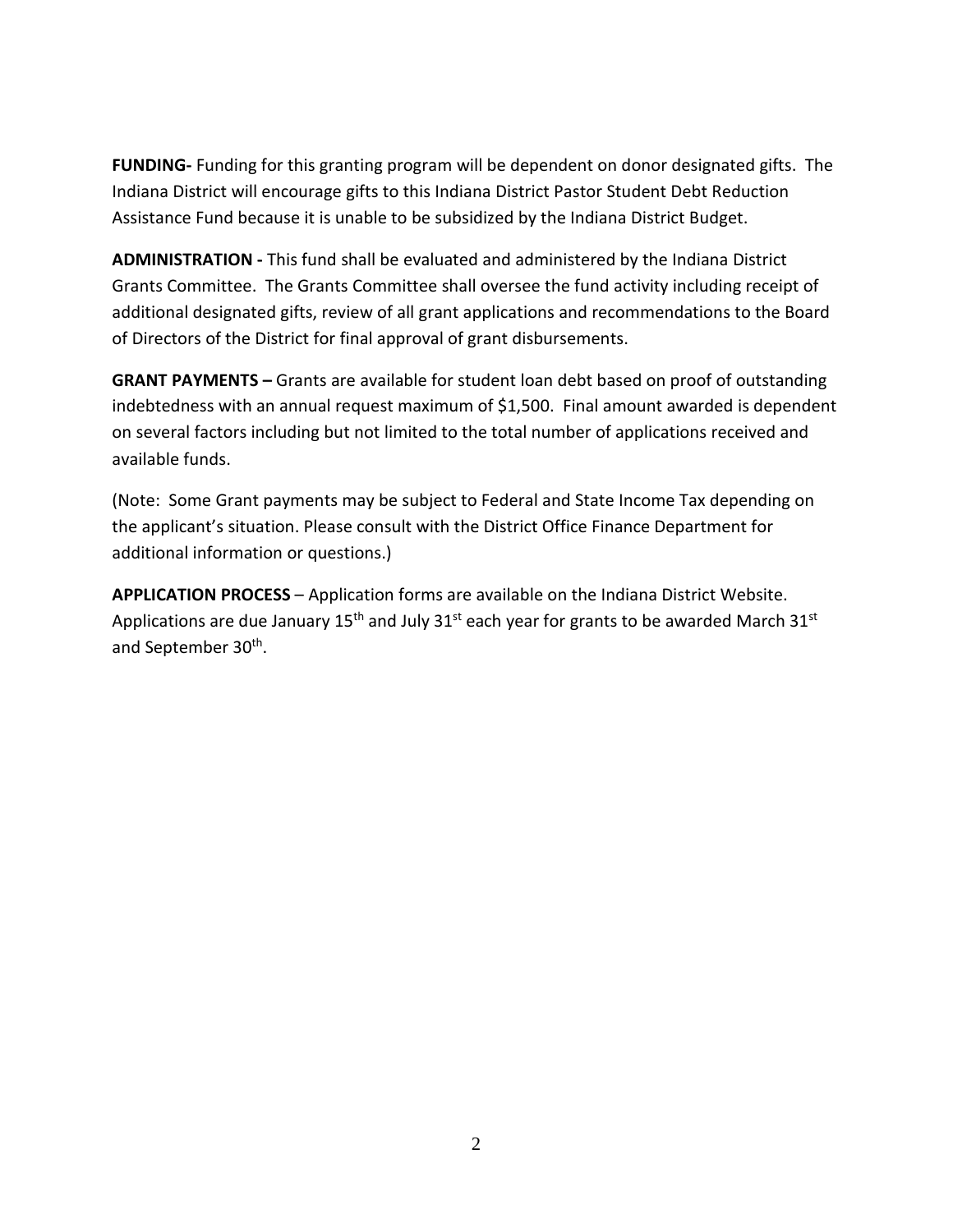**FUNDING-** Funding for this granting program will be dependent on donor designated gifts. The Indiana District will encourage gifts to this Indiana District Pastor Student Debt Reduction Assistance Fund because it is unable to be subsidized by the Indiana District Budget.

**ADMINISTRATION -** This fund shall be evaluated and administered by the Indiana District Grants Committee. The Grants Committee shall oversee the fund activity including receipt of additional designated gifts, review of all grant applications and recommendations to the Board of Directors of the District for final approval of grant disbursements.

**GRANT PAYMENTS –** Grants are available for student loan debt based on proof of outstanding indebtedness with an annual request maximum of $1,500. Final amount awarded is dependent on several factors including but not limited to the total number of applications received and available funds.

(Note: Some Grant payments may be subject to Federal and State Income Tax depending on the applicant's situation. Please consult with the District Office Finance Department for additional information or questions.)

**APPLICATION PROCESS** – Application forms are available on the Indiana District Website. Applications are due January 15th and July 31st each year for grants to be awarded March 31st and September 30th.